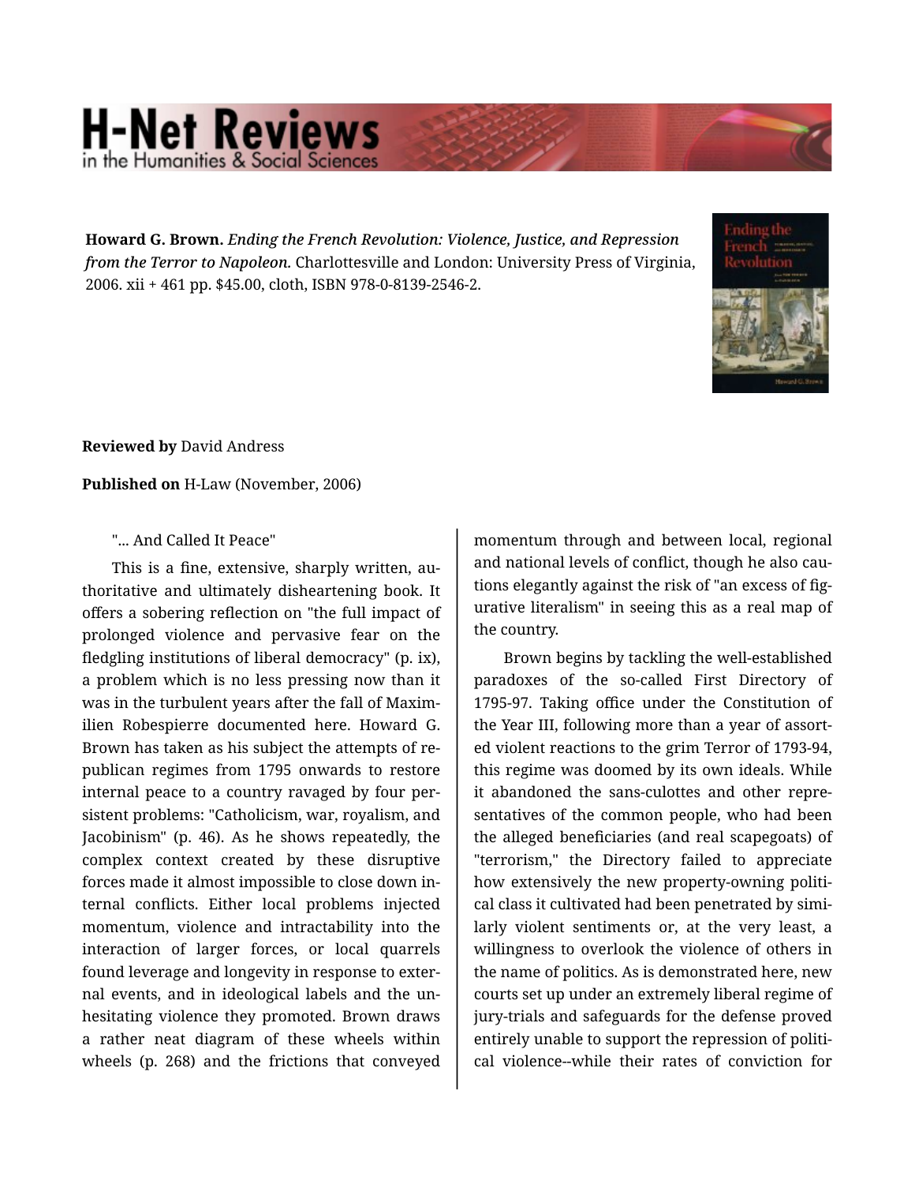**Howard G. Brown.** *Ending the French Revolution: Violence, Justice, and Repression from the Terror to Napoleon.* Charlottesville and London: University Press of Virginia, 2006. xii + 461 pp. $45.00, cloth, ISBN 978-0-8139-2546-2.

**Reviewed by** David Andress

**Published on** H-Law (November, 2006)

"... And Called It Peace"

This is a fine, extensive, sharply written, authoritative and ultimately disheartening book. It offers a sobering reflection on "the full impact of prolonged violence and pervasive fear on the fledgling institutions of liberal democracy" (p. ix), a problem which is no less pressing now than it was in the turbulent years after the fall of Maximilien Robespierre documented here. Howard G. Brown has taken as his subject the attempts of republican regimes from 1795 onwards to restore internal peace to a country ravaged by four persistent problems: "Catholicism, war, royalism, and Jacobinism" (p. 46). As he shows repeatedly, the complex context created by these disruptive forces made it almost impossible to close down internal conflicts. Either local problems injected momentum, violence and intractability into the interaction of larger forces, or local quarrels found leverage and longevity in response to external events, and in ideological labels and the unhesitating violence they promoted. Brown draws a rather neat diagram of these wheels within wheels (p. 268) and the frictions that conveyed momentum through and between local, regional and national levels of conflict, though he also cautions elegantly against the risk of "an excess of figurative literalism" in seeing this as a real map of the country.

Brown begins by tackling the well-established paradoxes of the so-called First Directory of 1795-97. Taking office under the Constitution of the Year III, following more than a year of assorted violent reactions to the grim Terror of 1793-94, this regime was doomed by its own ideals. While it abandoned the sans-culottes and other representatives of the common people, who had been the alleged beneficiaries (and real scapegoats) of "terrorism," the Directory failed to appreciate how extensively the new property-owning political class it cultivated had been penetrated by similarly violent sentiments or, at the very least, a willingness to overlook the violence of others in the name of politics. As is demonstrated here, new courts set up under an extremely liberal regime of jury-trials and safeguards for the defense proved entirely unable to support the repression of political violence--while their rates of conviction for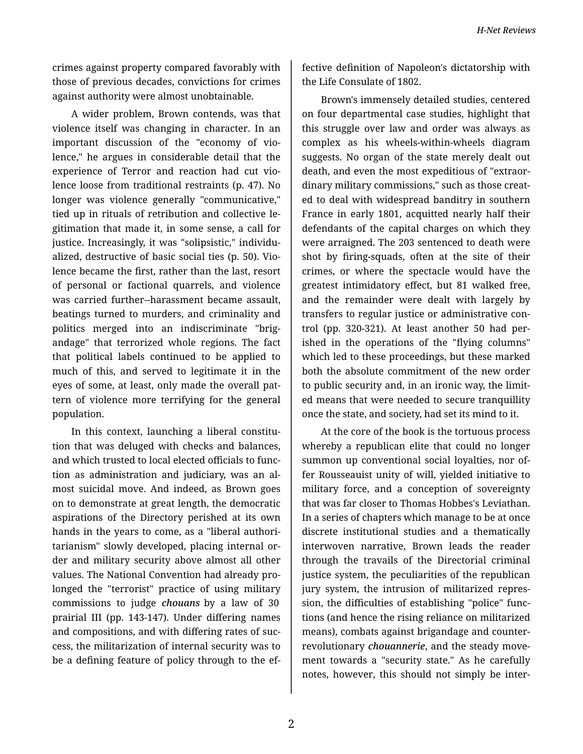crimes against property compared favorably with those of previous decades, convictions for crimes against authority were almost unobtainable.

A wider problem, Brown contends, was that violence itself was changing in character. In an important discussion of the "economy of violence," he argues in considerable detail that the experience of Terror and reaction had cut violence loose from traditional restraints (p. 47). No longer was violence generally "communicative," tied up in rituals of retribution and collective legitimation that made it, in some sense, a call for justice. Increasingly, it was "solipsistic," individualized, destructive of basic social ties (p. 50). Violence became the first, rather than the last, resort of personal or factional quarrels, and violence was carried further--harassment became assault, beatings turned to murders, and criminality and politics merged into an indiscriminate "brigandage" that terrorized whole regions. The fact that political labels continued to be applied to much of this, and served to legitimate it in the eyes of some, at least, only made the overall pattern of violence more terrifying for the general population.

In this context, launching a liberal constitution that was deluged with checks and balances, and which trusted to local elected officials to function as administration and judiciary, was an almost suicidal move. And indeed, as Brown goes on to demonstrate at great length, the democratic aspirations of the Directory perished at its own hands in the years to come, as a "liberal authoritarianism" slowly developed, placing internal order and military security above almost all other values. The National Convention had already prolonged the "terrorist" practice of using military commissions to judge *chouans* by a law of 30 prairial III (pp. 143-147). Under differing names and compositions, and with differing rates of success, the militarization of internal security was to be a defining feature of policy through to the effective definition of Napoleon's dictatorship with the Life Consulate of 1802.

Brown's immensely detailed studies, centered on four departmental case studies, highlight that this struggle over law and order was always as complex as his wheels-within-wheels diagram suggests. No organ of the state merely dealt out death, and even the most expeditious of "extraordinary military commissions," such as those created to deal with widespread banditry in southern France in early 1801, acquitted nearly half their defendants of the capital charges on which they were arraigned. The 203 sentenced to death were shot by firing-squads, often at the site of their crimes, or where the spectacle would have the greatest intimidatory effect, but 81 walked free, and the remainder were dealt with largely by transfers to regular justice or administrative control (pp. 320-321). At least another 50 had perished in the operations of the "flying columns" which led to these proceedings, but these marked both the absolute commitment of the new order to public security and, in an ironic way, the limited means that were needed to secure tranquillity once the state, and society, had set its mind to it.

At the core of the book is the tortuous process whereby a republican elite that could no longer summon up conventional social loyalties, nor offer Rousseauist unity of will, yielded initiative to military force, and a conception of sovereignty that was far closer to Thomas Hobbes's Leviathan. In a series of chapters which manage to be at once discrete institutional studies and a thematically interwoven narrative, Brown leads the reader through the travails of the Directorial criminal justice system, the peculiarities of the republican jury system, the intrusion of militarized repression, the difficulties of establishing "police" functions (and hence the rising reliance on militarized means), combats against brigandage and counter-revolutionary *chouannerie*, and the steady movement towards a "security state." As he carefully notes, however, this should not simply be inter-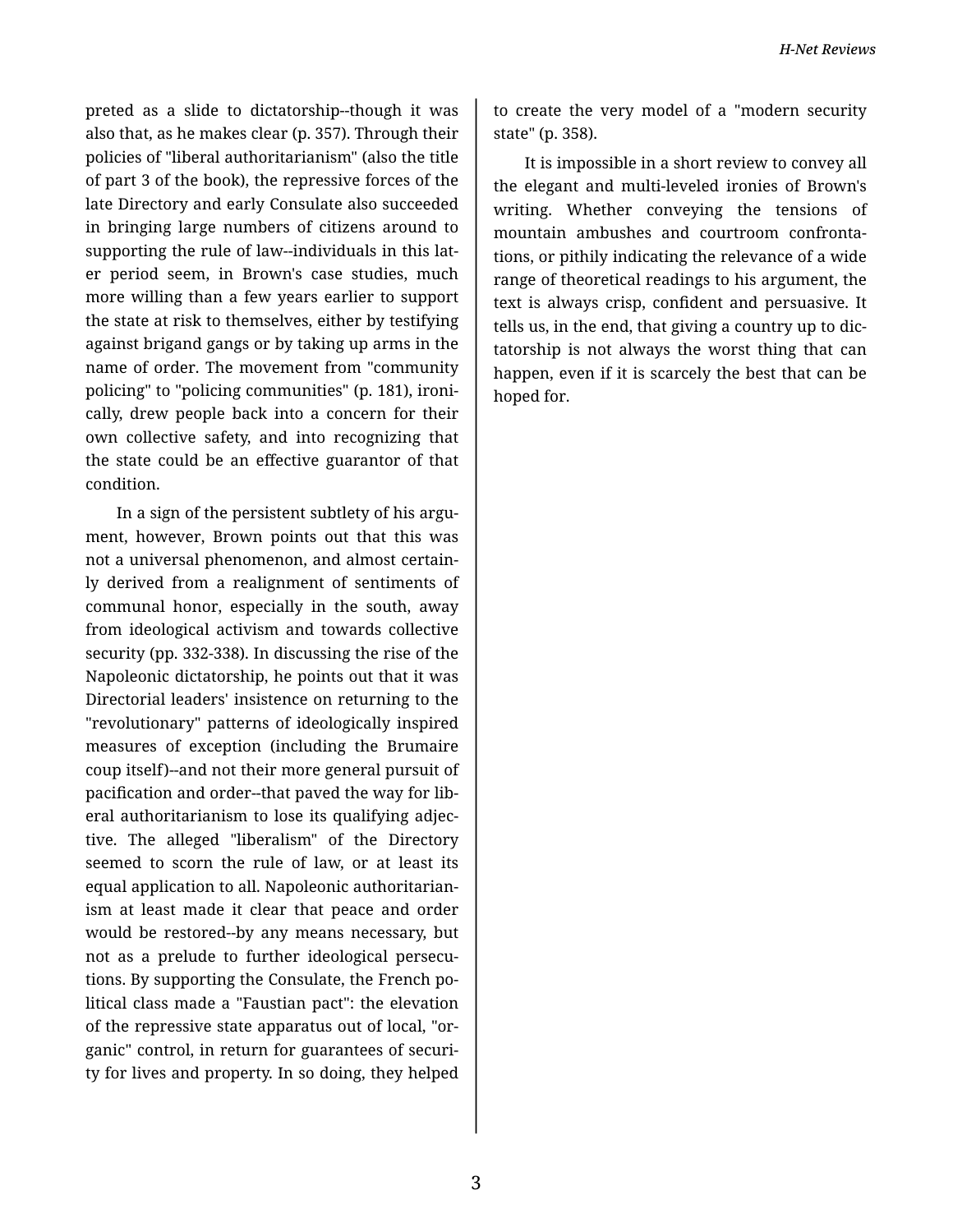preted as a slide to dictatorship--though it was also that, as he makes clear (p. 357). Through their policies of "liberal authoritarianism" (also the title of part 3 of the book), the repressive forces of the late Directory and early Consulate also succeeded in bringing large numbers of citizens around to supporting the rule of law--individuals in this later period seem, in Brown's case studies, much more willing than a few years earlier to support the state at risk to themselves, either by testifying against brigand gangs or by taking up arms in the name of order. The movement from "community policing" to "policing communities" (p. 181), ironically, drew people back into a concern for their own collective safety, and into recognizing that the state could be an effective guarantor of that condition.

In a sign of the persistent subtlety of his argument, however, Brown points out that this was not a universal phenomenon, and almost certainly derived from a realignment of sentiments of communal honor, especially in the south, away from ideological activism and towards collective security (pp. 332-338). In discussing the rise of the Napoleonic dictatorship, he points out that it was Directorial leaders' insistence on returning to the "revolutionary" patterns of ideologically inspired measures of exception (including the Brumaire coup itself)--and not their more general pursuit of pacification and order--that paved the way for liberal authoritarianism to lose its qualifying adjective. The alleged "liberalism" of the Directory seemed to scorn the rule of law, or at least its equal application to all. Napoleonic authoritarianism at least made it clear that peace and order would be restored--by any means necessary, but not as a prelude to further ideological persecutions. By supporting the Consulate, the French political class made a "Faustian pact": the elevation of the repressive state apparatus out of local, "organic" control, in return for guarantees of security for lives and property. In so doing, they helped to create the very model of a "modern security state" (p. 358).

It is impossible in a short review to convey all the elegant and multi-leveled ironies of Brown's writing. Whether conveying the tensions of mountain ambushes and courtroom confrontations, or pithily indicating the relevance of a wide range of theoretical readings to his argument, the text is always crisp, confident and persuasive. It tells us, in the end, that giving a country up to dictatorship is not always the worst thing that can happen, even if it is scarcely the best that can be hoped for.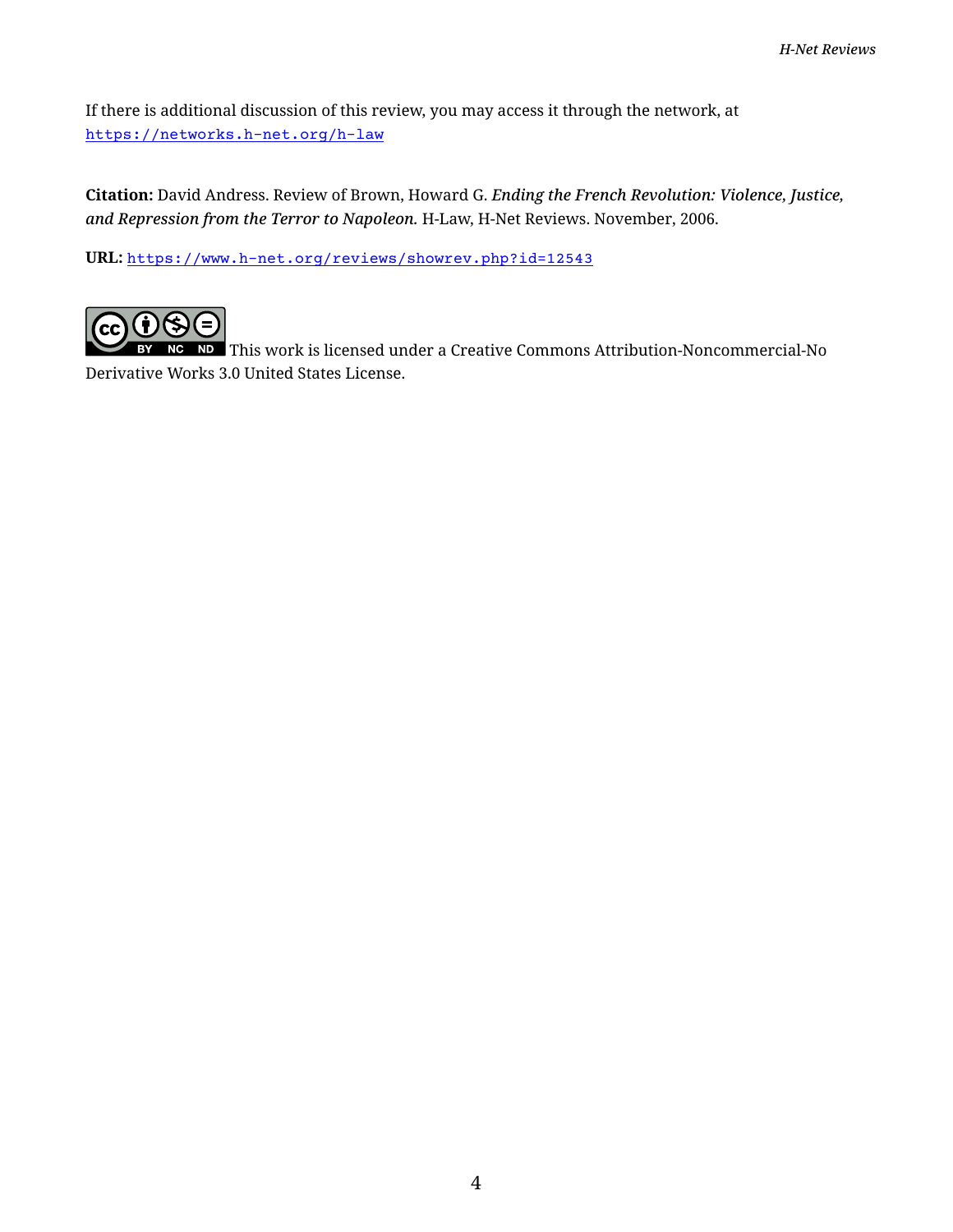If there is additional discussion of this review, you may access it through the network, at https://networks.h-net.org/h-law

**Citation:** David Andress. Review of Brown, Howard G. *Ending the French Revolution: Violence, Justice, and Repression from the Terror to Napoleon.* H-Law, H-Net Reviews. November, 2006.

**URL:** https://www.h-net.org/reviews/showrev.php?id=12543

This work is licensed under a Creative Commons Attribution-Noncommercial-No Derivative Works 3.0 United States License.